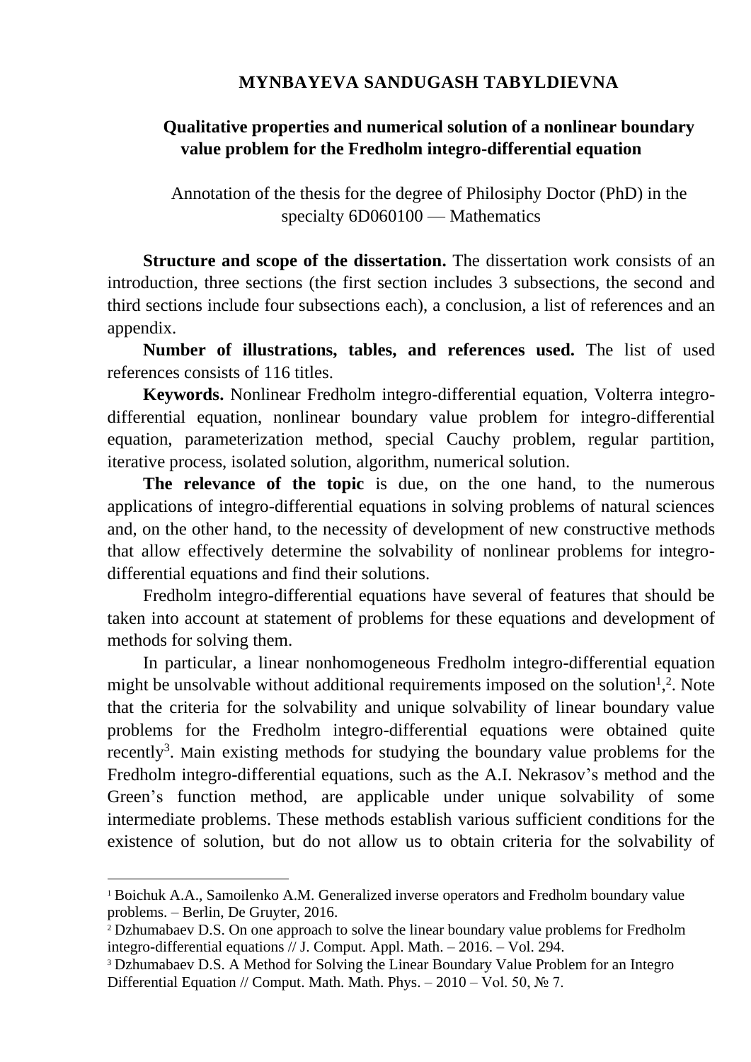**MYNBAYEVA SANDUGASH TABYLDIEVNA**

# Qualitative properties and numerical solution of a nonlinear boundary value problem for the Fredholm integro-differential equation

Annotation of the thesis for the degree of Philosiphy Doctor (PhD) in the specialty 6D060100 — Mathematics

**Structure and scope of the dissertation.** The dissertation work consists of an introduction, three sections (the first section includes 3 subsections, the second and third sections include four subsections each), a conclusion, a list of references and an appendix.

**Number of illustrations, tables, and references used.** The list of used references consists of 116 titles.

**Keywords.** Nonlinear Fredholm integro-differential equation, Volterra integro-differential equation, nonlinear boundary value problem for integro-differential equation, parameterization method, special Cauchy problem, regular partition, iterative process, isolated solution, algorithm, numerical solution.

**The relevance of the topic** is due, on the one hand, to the numerous applications of integro-differential equations in solving problems of natural sciences and, on the other hand, to the necessity of development of new constructive methods that allow effectively determine the solvability of nonlinear problems for integro-differential equations and find their solutions.

Fredholm integro-differential equations have several of features that should be taken into account at statement of problems for these equations and development of methods for solving them.

In particular, a linear nonhomogeneous Fredholm integro-differential equation might be unsolvable without additional requirements imposed on the solution[1],[2]. Note that the criteria for the solvability and unique solvability of linear boundary value problems for the Fredholm integro-differential equations were obtained quite recently[3]. Main existing methods for studying the boundary value problems for the Fredholm integro-differential equations, such as the A.I. Nekrasov's method and the Green's function method, are applicable under unique solvability of some intermediate problems. These methods establish various sufficient conditions for the existence of solution, but do not allow us to obtain criteria for the solvability of

---

[1] Boichuk A.A., Samoilenko A.M. Generalized inverse operators and Fredholm boundary value problems. – Berlin, De Gruyter, 2016.

[2] Dzhumabaev D.S. On one approach to solve the linear boundary value problems for Fredholm integro-differential equations // J. Comput. Appl. Math. – 2016. – Vol. 294.

[3] Dzhumabaev D.S. A Method for Solving the Linear Boundary Value Problem for an Integro Differential Equation // Comput. Math. Math. Phys. – 2010 – Vol. 50, № 7.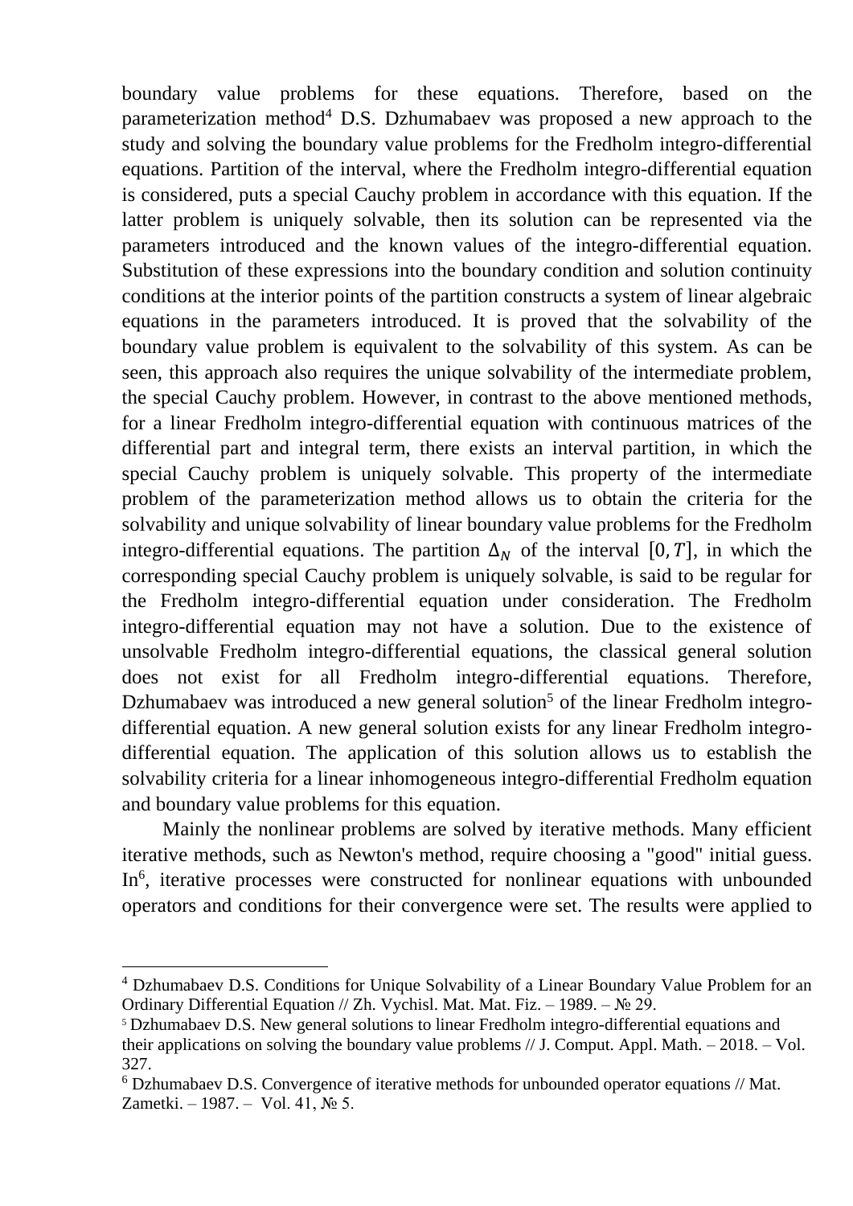boundary value problems for these equations. Therefore, based on the parameterization method[4] D.S. Dzhumabaev was proposed a new approach to the study and solving the boundary value problems for the Fredholm integro-differential equations. Partition of the interval, where the Fredholm integro-differential equation is considered, puts a special Cauchy problem in accordance with this equation. If the latter problem is uniquely solvable, then its solution can be represented via the parameters introduced and the known values of the integro-differential equation. Substitution of these expressions into the boundary condition and solution continuity conditions at the interior points of the partition constructs a system of linear algebraic equations in the parameters introduced. It is proved that the solvability of the boundary value problem is equivalent to the solvability of this system. As can be seen, this approach also requires the unique solvability of the intermediate problem, the special Cauchy problem. However, in contrast to the above mentioned methods, for a linear Fredholm integro-differential equation with continuous matrices of the differential part and integral term, there exists an interval partition, in which the special Cauchy problem is uniquely solvable. This property of the intermediate problem of the parameterization method allows us to obtain the criteria for the solvability and unique solvability of linear boundary value problems for the Fredholm integro-differential equations. The partition $\Delta_N$ of the interval $[0, T]$, in which the corresponding special Cauchy problem is uniquely solvable, is said to be regular for the Fredholm integro-differential equation under consideration. The Fredholm integro-differential equation may not have a solution. Due to the existence of unsolvable Fredholm integro-differential equations, the classical general solution does not exist for all Fredholm integro-differential equations. Therefore, Dzhumabaev was introduced a new general solution[5] of the linear Fredholm integro-differential equation. A new general solution exists for any linear Fredholm integro-differential equation. The application of this solution allows us to establish the solvability criteria for a linear inhomogeneous integro-differential Fredholm equation and boundary value problems for this equation.

Mainly the nonlinear problems are solved by iterative methods. Many efficient iterative methods, such as Newton's method, require choosing a "good" initial guess. In[6], iterative processes were constructed for nonlinear equations with unbounded operators and conditions for their convergence were set. The results were applied to

---

[4] Dzhumabaev D.S. Conditions for Unique Solvability of a Linear Boundary Value Problem for an Ordinary Differential Equation // Zh. Vychisl. Mat. Mat. Fiz. – 1989. – № 29.

[5] Dzhumabaev D.S. New general solutions to linear Fredholm integro-differential equations and their applications on solving the boundary value problems // J. Comput. Appl. Math. – 2018. – Vol. 327.

[6] Dzhumabaev D.S. Convergence of iterative methods for unbounded operator equations // Mat. Zametki. – 1987. – Vol. 41, № 5.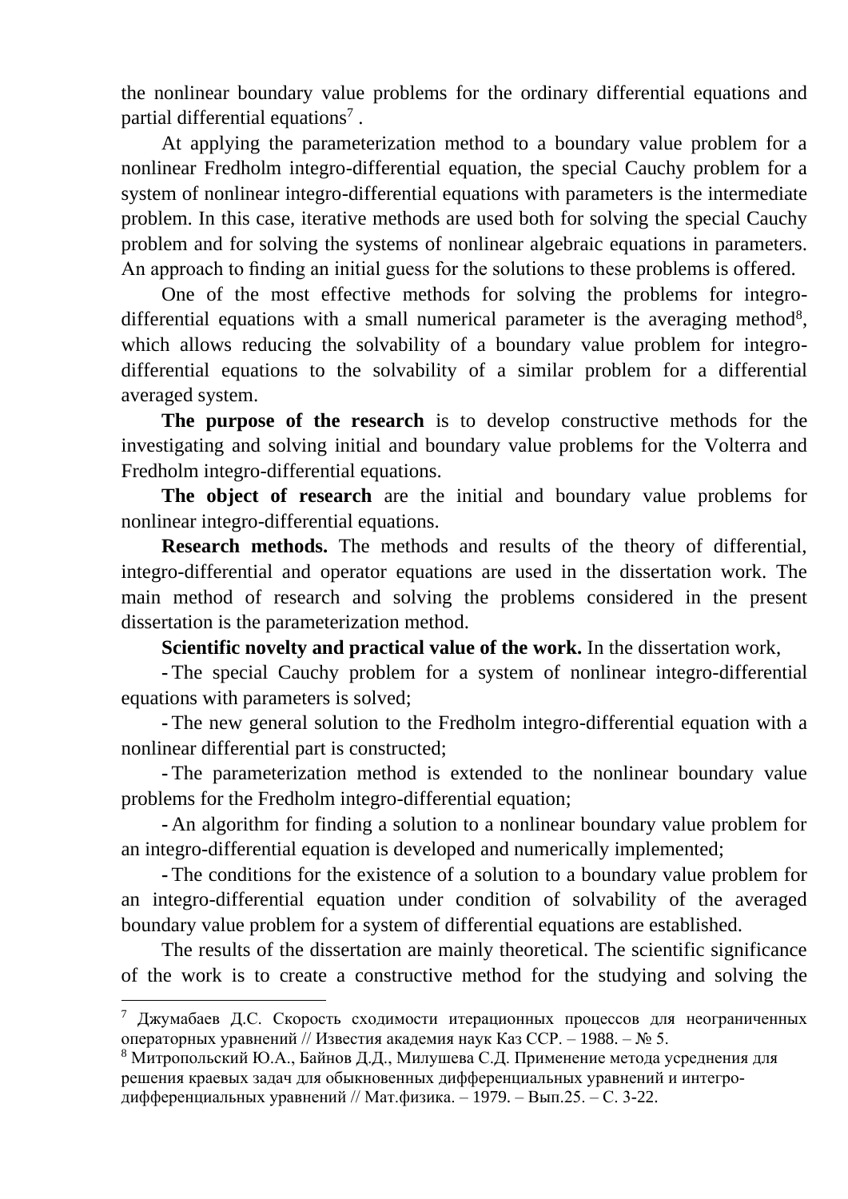the nonlinear boundary value problems for the ordinary differential equations and partial differential equations[7] .

At applying the parameterization method to a boundary value problem for a nonlinear Fredholm integro-differential equation, the special Cauchy problem for a system of nonlinear integro-differential equations with parameters is the intermediate problem. In this case, iterative methods are used both for solving the special Cauchy problem and for solving the systems of nonlinear algebraic equations in parameters. An approach to finding an initial guess for the solutions to these problems is offered.

One of the most effective methods for solving the problems for integro-differential equations with a small numerical parameter is the averaging method[8], which allows reducing the solvability of a boundary value problem for integro-differential equations to the solvability of a similar problem for a differential averaged system.

**The purpose of the research** is to develop constructive methods for the investigating and solving initial and boundary value problems for the Volterra and Fredholm integro-differential equations.

**The object of research** are the initial and boundary value problems for nonlinear integro-differential equations.

**Research methods.** The methods and results of the theory of differential, integro-differential and operator equations are used in the dissertation work. The main method of research and solving the problems considered in the present dissertation is the parameterization method.

**Scientific novelty and practical value of the work.** In the dissertation work,

- The special Cauchy problem for a system of nonlinear integro-differential equations with parameters is solved;
- The new general solution to the Fredholm integro-differential equation with a nonlinear differential part is constructed;
- The parameterization method is extended to the nonlinear boundary value problems for the Fredholm integro-differential equation;
- An algorithm for finding a solution to a nonlinear boundary value problem for an integro-differential equation is developed and numerically implemented;
- The conditions for the existence of a solution to a boundary value problem for an integro-differential equation under condition of solvability of the averaged boundary value problem for a system of differential equations are established.

The results of the dissertation are mainly theoretical. The scientific significance of the work is to create a constructive method for the studying and solving the

---

[7] Джумабаев Д.С. Скорость сходимости итерационных процессов для неограниченных операторных уравнений // Известия академия наук Каз ССР. – 1988. – № 5.

[8] Митропольский Ю.А., Байнов Д.Д., Милушева С.Д. Применение метода усреднения для решения краевых задач для обыкновенных дифференциальных уравнений и интегро-дифференциальных уравнений // Мат.физика. – 1979. – Вып.25. – С. 3-22.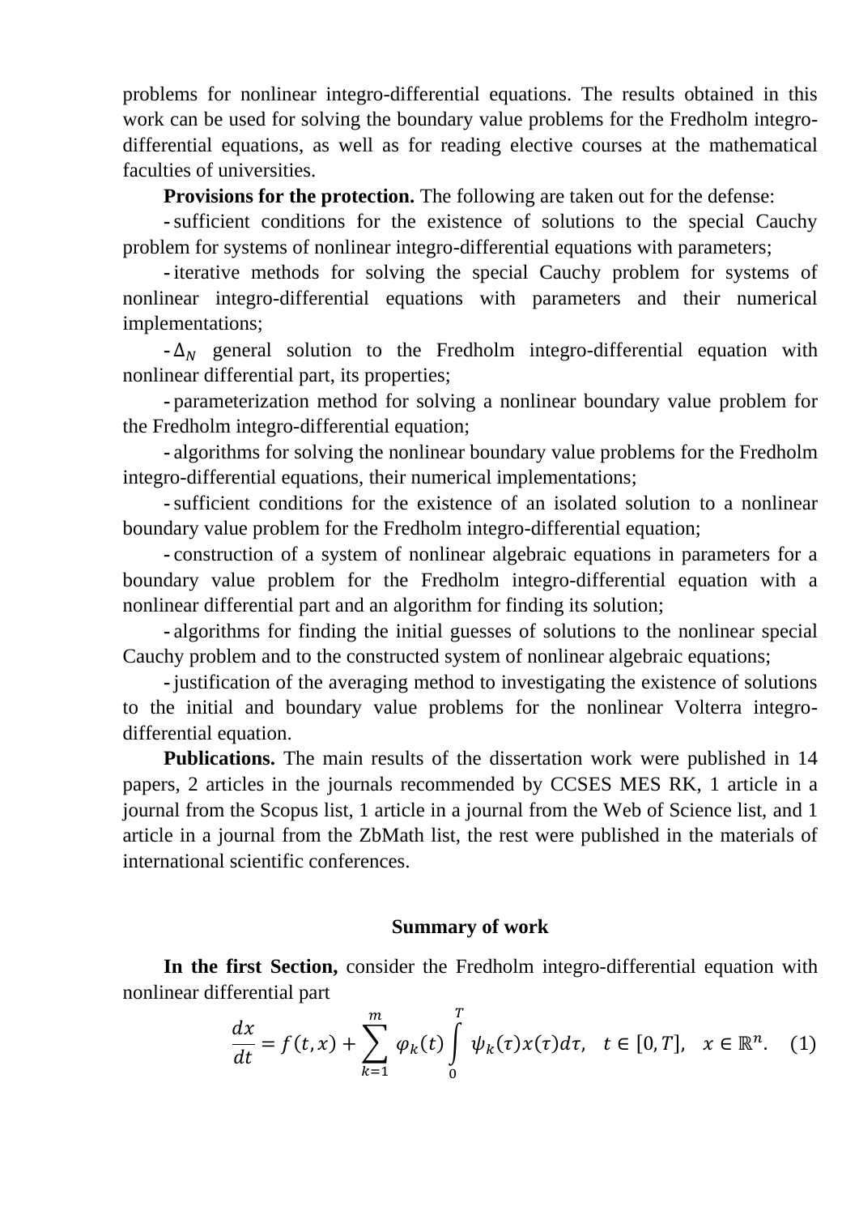problems for nonlinear integro-differential equations. The results obtained in this work can be used for solving the boundary value problems for the Fredholm integro-differential equations, as well as for reading elective courses at the mathematical faculties of universities.

**Provisions for the protection.** The following are taken out for the defense:

- sufficient conditions for the existence of solutions to the special Cauchy problem for systems of nonlinear integro-differential equations with parameters;
- iterative methods for solving the special Cauchy problem for systems of nonlinear integro-differential equations with parameters and their numerical implementations;
- $\Delta_N$ general solution to the Fredholm integro-differential equation with nonlinear differential part, its properties;
- parameterization method for solving a nonlinear boundary value problem for the Fredholm integro-differential equation;
- algorithms for solving the nonlinear boundary value problems for the Fredholm integro-differential equations, their numerical implementations;
- sufficient conditions for the existence of an isolated solution to a nonlinear boundary value problem for the Fredholm integro-differential equation;
- construction of a system of nonlinear algebraic equations in parameters for a boundary value problem for the Fredholm integro-differential equation with a nonlinear differential part and an algorithm for finding its solution;
- algorithms for finding the initial guesses of solutions to the nonlinear special Cauchy problem and to the constructed system of nonlinear algebraic equations;
- justification of the averaging method to investigating the existence of solutions to the initial and boundary value problems for the nonlinear Volterra integro-differential equation.

**Publications.** The main results of the dissertation work were published in 14 papers, 2 articles in the journals recommended by CCSES MES RK, 1 article in a journal from the Scopus list, 1 article in a journal from the Web of Science list, and 1 article in a journal from the ZbMath list, the rest were published in the materials of international scientific conferences.

## Summary of work

**In the first Section,** consider the Fredholm integro-differential equation with nonlinear differential part

$$\frac{dx}{dt} = f(t,x) + \sum_{k=1}^{m} \varphi_k(t) \int_0^T \psi_k(\tau)x(\tau)d\tau, \quad t \in [0,T], \quad x \in \mathbb{R}^n. \quad (1)$$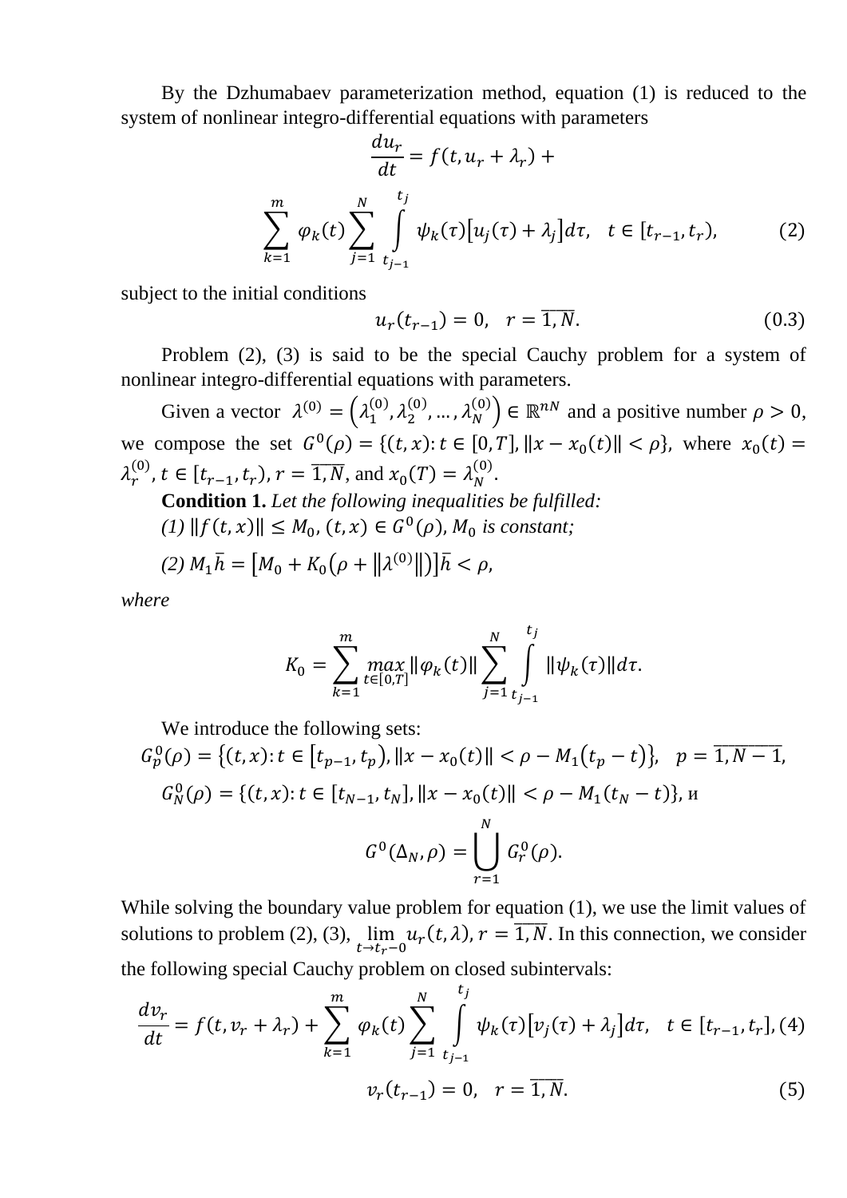By the Dzhumabaev parameterization method, equation (1) is reduced to the system of nonlinear integro-differential equations with parameters

$$\frac{du_r}{dt} = f(t, u_r + \lambda_r) +$$

$$\sum_{k=1}^{m} \varphi_k(t) \sum_{j=1}^{N} \int_{t_{j-1}}^{t_j} \psi_k(\tau)\left[u_j(\tau) + \lambda_j\right] d\tau, \quad t \in [t_{r-1}, t_r), \tag{2}$$

subject to the initial conditions

$$u_r(t_{r-1}) = 0, \quad r = \overline{1, N}. \tag{0.3}$$

Problem (2), (3) is said to be the special Cauchy problem for a system of nonlinear integro-differential equations with parameters.

Given a vector $\lambda^{(0)} = \left(\lambda_1^{(0)}, \lambda_2^{(0)}, \ldots, \lambda_N^{(0)}\right) \in \mathbb{R}^{nN}$ and a positive number $\rho > 0$, we compose the set $G^0(\rho) = \{(t, x) : t \in [0, T], \|x - x_0(t)\| < \rho\}$, where $x_0(t) = \lambda_r^{(0)}$, $t \in [t_{r-1}, t_r)$, $r = \overline{1, N}$, and $x_0(T) = \lambda_N^{(0)}$.

**Condition 1.** *Let the following inequalities be fulfilled:*

*(1)* $\|f(t, x)\| \leq M_0$, $(t, x) \in G^0(\rho)$, $M_0$ *is constant;*

*(2)* $M_1 \bar{h} = \left[M_0 + K_0\left(\rho + \|\lambda^{(0)}\|\right)\right]\bar{h} < \rho$,

*where*

$$K_0 = \sum_{k=1}^{m} \max_{t \in [0,T]} \|\varphi_k(t)\| \sum_{j=1}^{N} \int_{t_{j-1}}^{t_j} \|\psi_k(\tau)\| d\tau.$$

We introduce the following sets:

$$G_p^0(\rho) = \left\{(t, x) : t \in \left[t_{p-1}, t_p\right), \|x - x_0(t)\| < \rho - M_1\left(t_p - t\right)\right\}, \quad p = \overline{1, N-1},$$

$$G_N^0(\rho) = \{(t, x) : t \in [t_{N-1}, t_N], \|x - x_0(t)\| < \rho - M_1(t_N - t)\}, \text{ и}$$

$$G^0(\Delta_N, \rho) = \bigcup_{r=1}^{N} G_r^0(\rho).$$

While solving the boundary value problem for equation (1), we use the limit values of solutions to problem (2), (3), $\lim_{t \to t_r - 0} u_r(t, \lambda)$, $r = \overline{1, N}$. In this connection, we consider the following special Cauchy problem on closed subintervals:

$$\frac{dv_r}{dt} = f(t, v_r + \lambda_r) + \sum_{k=1}^{m} \varphi_k(t) \sum_{j=1}^{N} \int_{t_{j-1}}^{t_j} \psi_k(\tau)\left[v_j(\tau) + \lambda_j\right] d\tau, \quad t \in [t_{r-1}, t_r], \tag{4}$$

$$v_r(t_{r-1}) = 0, \quad r = \overline{1, N}. \tag{5}$$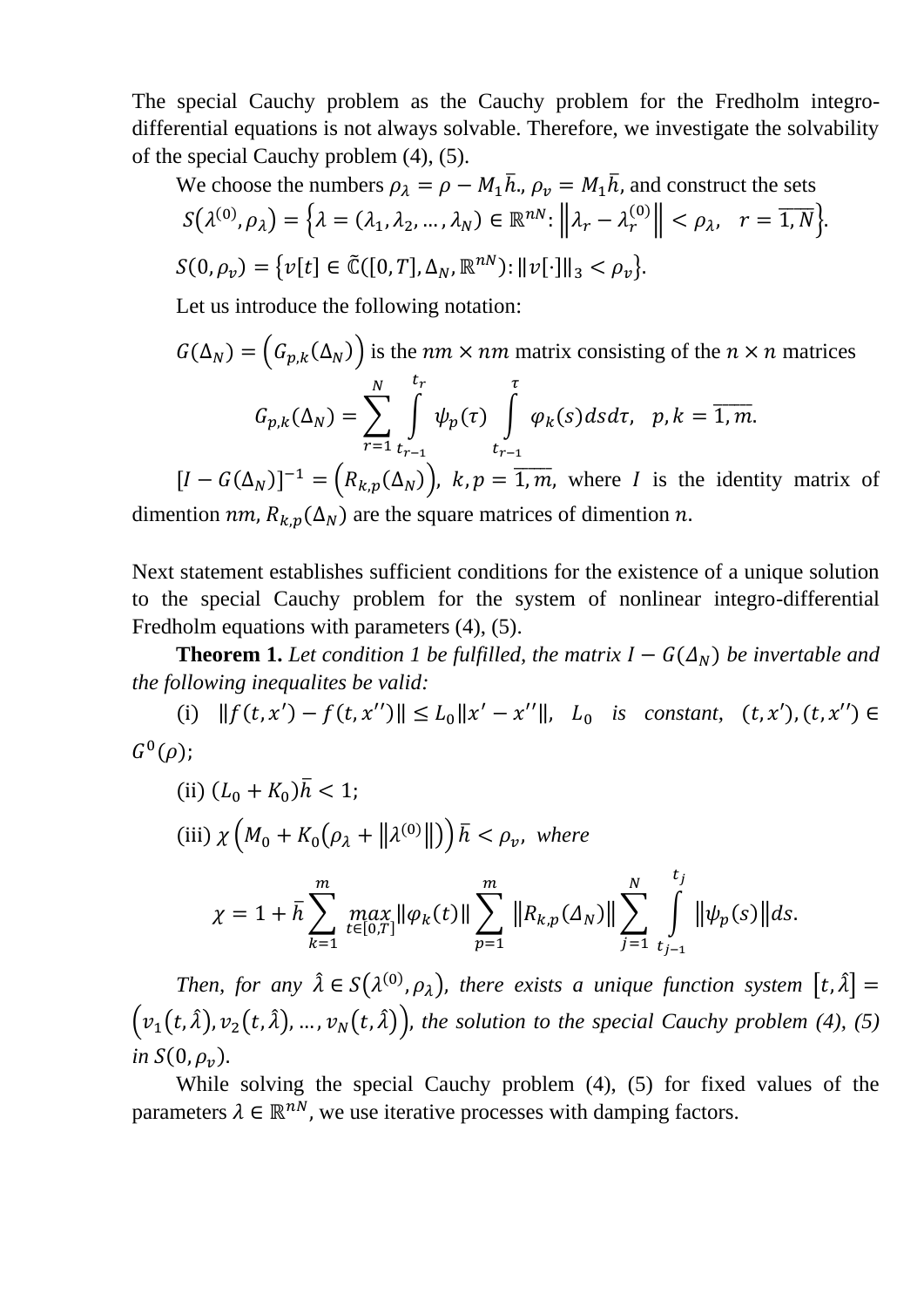The special Cauchy problem as the Cauchy problem for the Fredholm integro-differential equations is not always solvable. Therefore, we investigate the solvability of the special Cauchy problem (4), (5).

We choose the numbers $\rho_\lambda = \rho - M_1\bar{h}.$, $\rho_v = M_1\bar{h}$, and construct the sets

$$S(\lambda^{(0)}, \rho_\lambda) = \left\{\lambda = (\lambda_1, \lambda_2, \dots, \lambda_N) \in \mathbb{R}^{nN}: \left\|\lambda_r - \lambda_r^{(0)}\right\| < \rho_\lambda, \quad r = \overline{1, N}\right\}.$$

$$S(0, \rho_v) = \left\{v[t] \in \tilde{\mathbb{C}}([0,T], \Delta_N, \mathbb{R}^{nN}): \|v[\cdot]\|_3 < \rho_v\right\}.$$

Let us introduce the following notation:

$G(\Delta_N) = \left(G_{p,k}(\Delta_N)\right)$ is the $nm \times nm$ matrix consisting of the $n \times n$ matrices

$$G_{p,k}(\Delta_N) = \sum_{r=1}^{N} \int_{t_{r-1}}^{t_r} \psi_p(\tau) \int_{t_{r-1}}^{\tau} \varphi_k(s) ds d\tau, \quad p, k = \overline{1, m}.$$

$[I - G(\Delta_N)]^{-1} = \left(R_{k,p}(\Delta_N)\right)$, $k, p = \overline{1, m}$, where $I$ is the identity matrix of dimention $nm$, $R_{k,p}(\Delta_N)$ are the square matrices of dimention $n$.

Next statement establishes sufficient conditions for the existence of a unique solution to the special Cauchy problem for the system of nonlinear integro-differential Fredholm equations with parameters (4), (5).

**Theorem 1.** *Let condition 1 be fulfilled, the matrix $I - G(\Delta_N)$ be invertable and the following inequalites be valid:*

(i) $\|f(t, x') - f(t, x'')\| \le L_0\|x' - x''\|$, $L_0$ *is constant,* $(t, x'), (t, x'') \in G^0(\rho)$;

(ii) $(L_0 + K_0)\bar{h} < 1$;

(iii) $\chi\left(M_0 + K_0\left(\rho_\lambda + \left\|\lambda^{(0)}\right\|\right)\right)\bar{h} < \rho_v$, *where*

$$\chi = 1 + \bar{h}\sum_{k=1}^{m} \max_{t\in[0,T]} \|\varphi_k(t)\| \sum_{p=1}^{m} \left\|R_{k,p}(\Delta_N)\right\| \sum_{j=1}^{N} \int_{t_{j-1}}^{t_j} \left\|\psi_p(s)\right\| ds.$$

*Then, for any $\hat{\lambda} \in S(\lambda^{(0)}, \rho_\lambda)$, there exists a unique function system $[t, \hat{\lambda}] = \left(v_1(t, \hat{\lambda}), v_2(t, \hat{\lambda}), \dots, v_N(t, \hat{\lambda})\right)$, the solution to the special Cauchy problem (4), (5) in $S(0, \rho_v)$.*

While solving the special Cauchy problem (4), (5) for fixed values of the parameters $\lambda \in \mathbb{R}^{nN}$, we use iterative processes with damping factors.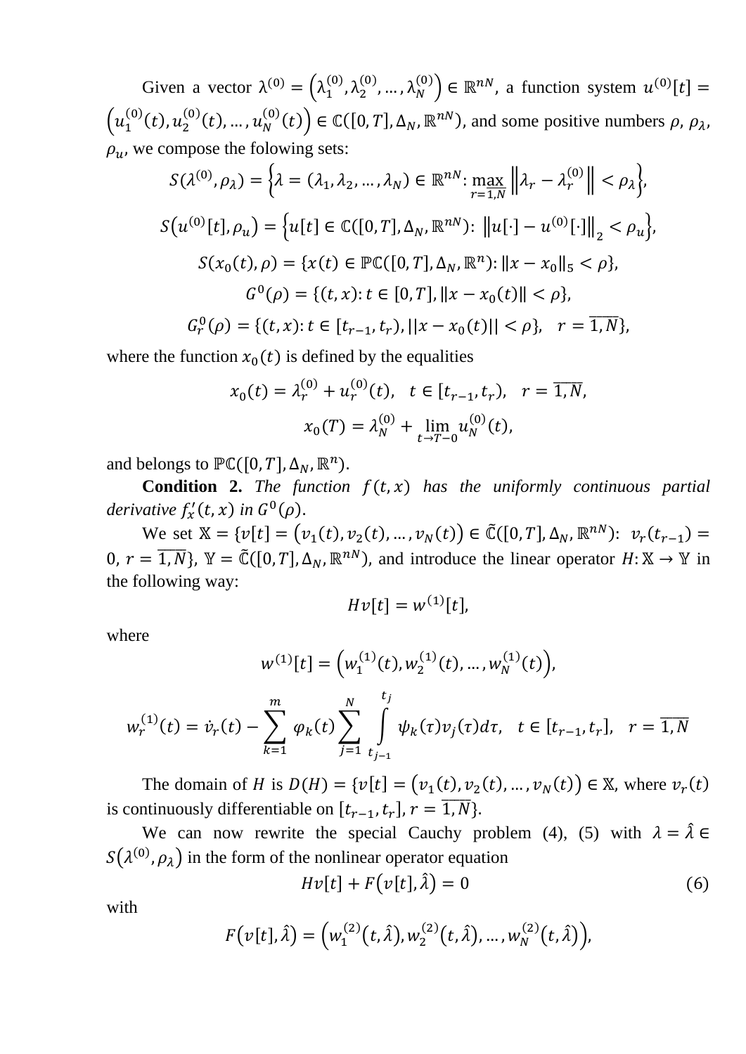Given a vector $\lambda^{(0)} = \left(\lambda_1^{(0)}, \lambda_2^{(0)}, \dots, \lambda_N^{(0)}\right) \in \mathbb{R}^{nN}$, a function system $u^{(0)}[t] = \left(u_1^{(0)}(t), u_2^{(0)}(t), \dots, u_N^{(0)}(t)\right) \in \mathbb{C}([0,T], \Delta_N, \mathbb{R}^{nN})$, and some positive numbers $\rho$, $\rho_\lambda$, $\rho_u$, we compose the folowing sets:

$$S(\lambda^{(0)}, \rho_\lambda) = \left\{\lambda = (\lambda_1, \lambda_2, \dots, \lambda_N) \in \mathbb{R}^{nN} \colon \max_{r=\overline{1,N}} \left\|\lambda_r - \lambda_r^{(0)}\right\| < \rho_\lambda\right\},$$

$$S\left(u^{(0)}[t], \rho_u\right) = \left\{u[t] \in \mathbb{C}([0,T], \Delta_N, \mathbb{R}^{nN}) \colon \left\|u[\cdot] - u^{(0)}[\cdot]\right\|_2 < \rho_u\right\},$$

$$S(x_0(t), \rho) = \{x(t) \in \mathbb{PC}([0,T], \Delta_N, \mathbb{R}^n) \colon \|x - x_0\|_5 < \rho\},$$

$$G^0(\rho) = \{(t,x) \colon t \in [0,T], \|x - x_0(t)\| < \rho\},$$

$$G_r^0(\rho) = \{(t,x) \colon t \in [t_{r-1}, t_r), ||x - x_0(t)|| < \rho\}, \quad r = \overline{1,N}\},$$

where the function $x_0(t)$ is defined by the equalities

$$x_0(t) = \lambda_r^{(0)} + u_r^{(0)}(t), \quad t \in [t_{r-1}, t_r), \quad r = \overline{1,N},$$

$$x_0(T) = \lambda_N^{(0)} + \lim_{t \to T-0} u_N^{(0)}(t),$$

and belongs to $\mathbb{PC}([0,T], \Delta_N, \mathbb{R}^n)$.

**Condition 2.** *The function $f(t,x)$ has the uniformly continuous partial derivative $f'_x(t,x)$ in $G^0(\rho)$.*

We set $\mathbb{X} = \{v[t] = (v_1(t), v_2(t), \dots, v_N(t)) \in \tilde{\mathbb{C}}([0,T], \Delta_N, \mathbb{R}^{nN}) \colon \; v_r(t_{r-1}) = 0, \, r = \overline{1,N}\}$, $\mathbb{Y} = \tilde{\mathbb{C}}([0,T], \Delta_N, \mathbb{R}^{nN})$, and introduce the linear operator $H \colon \mathbb{X} \to \mathbb{Y}$ in the following way:

$$Hv[t] = w^{(1)}[t],$$

where

$$w^{(1)}[t] = \left(w_1^{(1)}(t), w_2^{(1)}(t), \dots, w_N^{(1)}(t)\right),$$

$$w_r^{(1)}(t) = \dot{v}_r(t) - \sum_{k=1}^{m} \varphi_k(t) \sum_{j=1}^{N} \int_{t_{j-1}}^{t_j} \psi_k(\tau) v_j(\tau) d\tau, \quad t \in [t_{r-1}, t_r], \quad r = \overline{1,N}$$

The domain of $H$ is $D(H) = \{v[t] = (v_1(t), v_2(t), \dots, v_N(t)) \in \mathbb{X}$, where $v_r(t)$ is continuously differentiable on $[t_{r-1}, t_r]$, $r = \overline{1,N}\}$.

We can now rewrite the special Cauchy problem (4), (5) with $\lambda = \hat{\lambda} \in S\left(\lambda^{(0)}, \rho_\lambda\right)$ in the form of the nonlinear operator equation

$$Hv[t] + F\left(v[t], \hat{\lambda}\right) = 0 \tag{6}$$

with

$$F\left(v[t], \hat{\lambda}\right) = \left(w_1^{(2)}(t, \hat{\lambda}), w_2^{(2)}(t, \hat{\lambda}), \dots, w_N^{(2)}(t, \hat{\lambda})\right),$$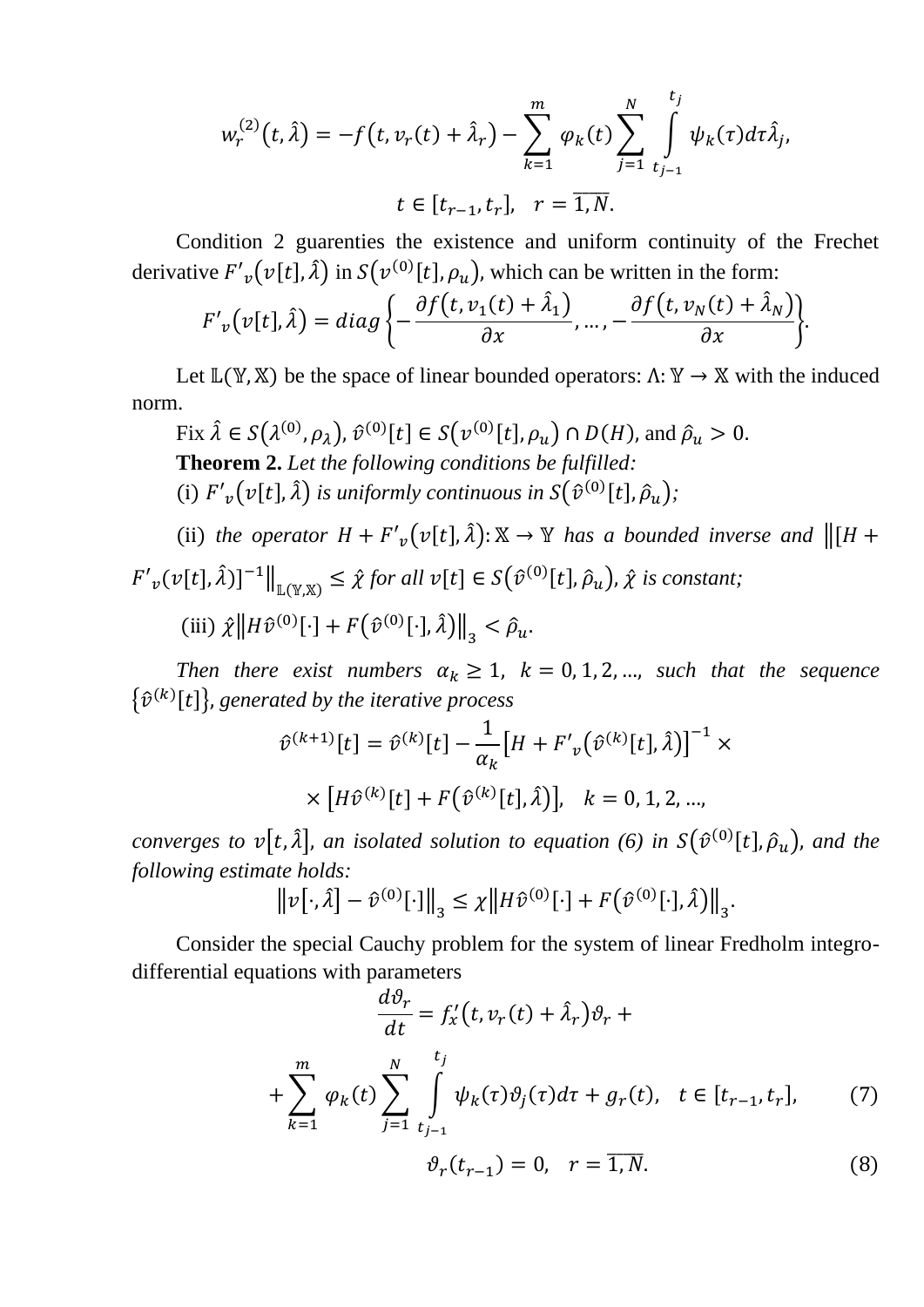$$w_r^{(2)}(t,\hat{\lambda}) = -f(t, v_r(t) + \hat{\lambda}_r) - \sum_{k=1}^{m} \varphi_k(t) \sum_{j=1}^{N} \int_{t_{j-1}}^{t_j} \psi_k(\tau) d\tau \hat{\lambda}_j,$$

$$t \in [t_{r-1}, t_r], \quad r = \overline{1,N}.$$

Condition 2 guarenties the existence and uniform continuity of the Frechet derivative $F'_v(v[t],\hat{\lambda})$ in $S(v^{(0)}[t],\rho_u)$, which can be written in the form:

$$F'_v(v[t],\hat{\lambda}) = diag\left\{-\frac{\partial f(t, v_1(t) + \hat{\lambda}_1)}{\partial x}, \ldots, -\frac{\partial f(t, v_N(t) + \hat{\lambda}_N)}{\partial x}\right\}.$$

Let $\mathbb{L}(\mathbb{Y},\mathbb{X})$ be the space of linear bounded operators: $\Lambda: \mathbb{Y} \to \mathbb{X}$ with the induced norm.

Fix $\hat{\lambda} \in S(\lambda^{(0)}, \rho_\lambda)$, $\hat{v}^{(0)}[t] \in S(v^{(0)}[t],\rho_u) \cap D(H)$, and $\hat{\rho}_u > 0$.

**Theorem 2.** *Let the following conditions be fulfilled:*

(i) *$F'_v(v[t],\hat{\lambda})$ is uniformly continuous in $S(\hat{v}^{(0)}[t],\hat{\rho}_u)$;*

(ii) *the operator $H + F'_v(v[t],\hat{\lambda}): \mathbb{X} \to \mathbb{Y}$ has a bounded inverse and $\|[H + F'_v(v[t],\hat{\lambda})]^{-1}\|_{\mathbb{L}(\mathbb{Y},\mathbb{X})} \leq \hat{\chi}$ for all $v[t] \in S(\hat{v}^{(0)}[t],\hat{\rho}_u)$, $\hat{\chi}$ is constant;*

(iii) *$\hat{\chi}\|H\hat{v}^{(0)}[\cdot] + F(\hat{v}^{(0)}[\cdot],\hat{\lambda})\|_3 < \hat{\rho}_u$.*

*Then there exist numbers $\alpha_k \geq 1$, $k = 0, 1, 2, \ldots$, such that the sequence $\{\hat{v}^{(k)}[t]\}$, generated by the iterative process*

$$\hat{v}^{(k+1)}[t] = \hat{v}^{(k)}[t] - \frac{1}{\alpha_k}\left[H + F'_v(\hat{v}^{(k)}[t],\hat{\lambda})\right]^{-1} \times$$

$$\times \left[H\hat{v}^{(k)}[t] + F(\hat{v}^{(k)}[t],\hat{\lambda})\right], \quad k = 0, 1, 2, \ldots,$$

*converges to $v[t,\hat{\lambda}]$, an isolated solution to equation (6) in $S(\hat{v}^{(0)}[t],\hat{\rho}_u)$, and the following estimate holds:*

$$\|v[\cdot,\hat{\lambda}] - \hat{v}^{(0)}[\cdot]\|_3 \leq \chi\|H\hat{v}^{(0)}[\cdot] + F(\hat{v}^{(0)}[\cdot],\hat{\lambda})\|_3.$$

Consider the special Cauchy problem for the system of linear Fredholm integro-differential equations with parameters

$$\frac{d\vartheta_r}{dt} = f'_x(t, v_r(t) + \hat{\lambda}_r)\vartheta_r +$$

$$+\sum_{k=1}^{m} \varphi_k(t) \sum_{j=1}^{N} \int_{t_{j-1}}^{t_j} \psi_k(\tau)\vartheta_j(\tau) d\tau + g_r(t), \quad t \in [t_{r-1}, t_r], \tag{7}$$

$$\vartheta_r(t_{r-1}) = 0, \quad r = \overline{1,N}. \tag{8}$$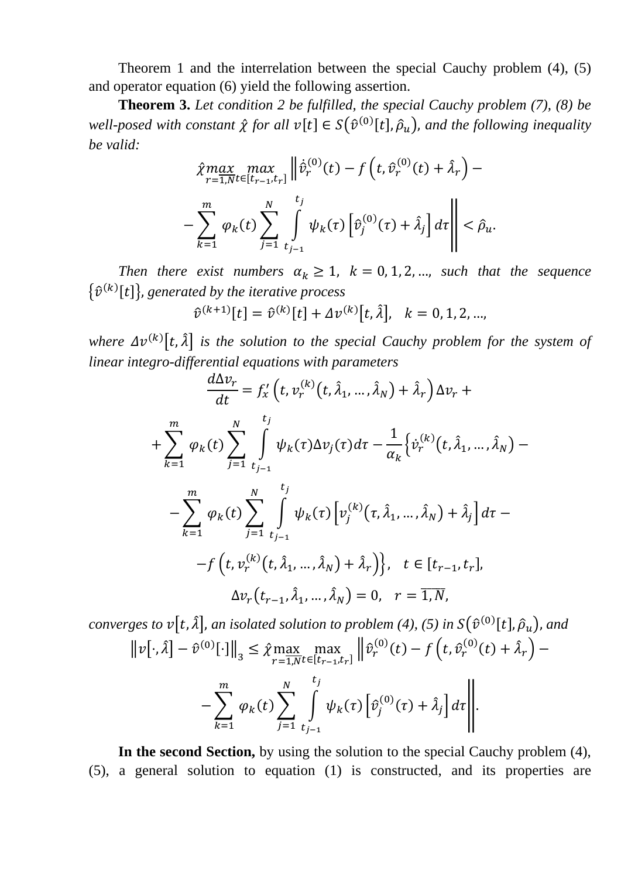Theorem 1 and the interrelation between the special Cauchy problem (4), (5) and operator equation (6) yield the following assertion.

**Theorem 3.** *Let condition 2 be fulfilled, the special Cauchy problem (7), (8) be well-posed with constant $\hat{\chi}$ for all $v[t] \in S(\hat{v}^{(0)}[t], \hat{\rho}_u)$, and the following inequality be valid:*

$$\hat{\chi} \max_{r=\overline{1,N}} \max_{t\in[t_{r-1},t_r]} \Big\| \dot{\hat{v}}_r^{(0)}(t) - f\left(t, \hat{v}_r^{(0)}(t) + \hat{\lambda}_r\right) -$$

$$- \sum_{k=1}^{m} \varphi_k(t) \sum_{j=1}^{N} \int_{t_{j-1}}^{t_j} \psi_k(\tau) \left[\hat{v}_j^{(0)}(\tau) + \hat{\lambda}_j\right] d\tau \Big\| < \hat{\rho}_u.$$

*Then there exist numbers $\alpha_k \geq 1$, $k = 0, 1, 2, \ldots$, such that the sequence $\{\hat{v}^{(k)}[t]\}$, generated by the iterative process*

$$\hat{v}^{(k+1)}[t] = \hat{v}^{(k)}[t] + \Delta v^{(k)}[t, \hat{\lambda}], \quad k = 0, 1, 2, \ldots,$$

*where $\Delta v^{(k)}[t, \hat{\lambda}]$ is the solution to the special Cauchy problem for the system of linear integro-differential equations with parameters*

$$\frac{d\Delta v_r}{dt} = f'_x\left(t, v_r^{(k)}(t, \hat{\lambda}_1, \ldots, \hat{\lambda}_N) + \hat{\lambda}_r\right)\Delta v_r +$$

$$+ \sum_{k=1}^{m} \varphi_k(t) \sum_{j=1}^{N} \int_{t_{j-1}}^{t_j} \psi_k(\tau) \Delta v_j(\tau) d\tau - \frac{1}{\alpha_k}\Big\{\dot{v}_r^{(k)}(t, \hat{\lambda}_1, \ldots, \hat{\lambda}_N) -$$

$$- \sum_{k=1}^{m} \varphi_k(t) \sum_{j=1}^{N} \int_{t_{j-1}}^{t_j} \psi_k(\tau) \left[v_j^{(k)}(\tau, \hat{\lambda}_1, \ldots, \hat{\lambda}_N) + \hat{\lambda}_j\right] d\tau -$$

$$- f\left(t, v_r^{(k)}(t, \hat{\lambda}_1, \ldots, \hat{\lambda}_N) + \hat{\lambda}_r\right)\Big\}, \quad t \in [t_{r-1}, t_r],$$

$$\Delta v_r(t_{r-1}, \hat{\lambda}_1, \ldots, \hat{\lambda}_N) = 0, \quad r = \overline{1,N},$$

*converges to $v[t, \hat{\lambda}]$, an isolated solution to problem (4), (5) in $S(\hat{v}^{(0)}[t], \hat{\rho}_u)$, and*

$$\|v[\cdot, \hat{\lambda}] - \hat{v}^{(0)}[\cdot]\|_3 \leq \hat{\chi} \max_{r=\overline{1,N}} \max_{t\in[t_{r-1},t_r]} \Big\| \dot{\hat{v}}_r^{(0)}(t) - f\left(t, \hat{v}_r^{(0)}(t) + \hat{\lambda}_r\right) -$$

$$- \sum_{k=1}^{m} \varphi_k(t) \sum_{j=1}^{N} \int_{t_{j-1}}^{t_j} \psi_k(\tau) \left[\hat{v}_j^{(0)}(\tau) + \hat{\lambda}_j\right] d\tau \Big\|.$$

**In the second Section,** by using the solution to the special Cauchy problem (4), (5), a general solution to equation (1) is constructed, and its properties are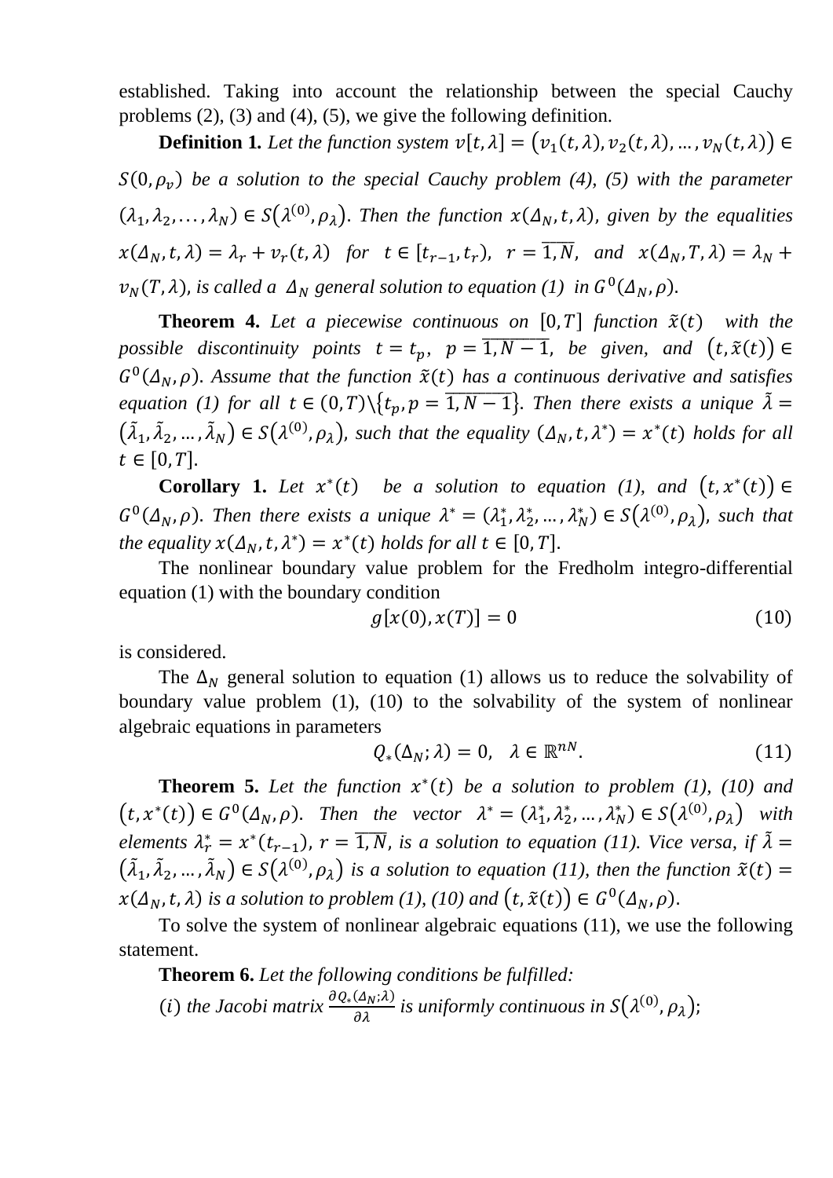established. Taking into account the relationship between the special Cauchy problems (2), (3) and (4), (5), we give the following definition.

**Definition 1.** *Let the function system* $v[t,\lambda] = (v_1(t,\lambda), v_2(t,\lambda), \dots, v_N(t,\lambda)) \in S(0,\rho_v)$ *be a solution to the special Cauchy problem (4), (5) with the parameter* $(\lambda_1, \lambda_2, \dots, \lambda_N) \in S(\lambda^{(0)}, \rho_\lambda)$. *Then the function* $x(\Delta_N, t, \lambda)$, *given by the equalities* $x(\Delta_N, t, \lambda) = \lambda_r + v_r(t,\lambda)$ *for* $t \in [t_{r-1}, t_r)$, $r = \overline{1,N}$, *and* $x(\Delta_N, T, \lambda) = \lambda_N + v_N(T,\lambda)$, *is called a* $\Delta_N$ *general solution to equation (1) in* $G^0(\Delta_N, \rho)$.

**Theorem 4.** *Let a piecewise continuous on* $[0,T]$ *function* $\tilde{x}(t)$ *with the possible discontinuity points* $t = t_p$, $p = \overline{1, N-1}$, *be given, and* $(t, \tilde{x}(t)) \in G^0(\Delta_N, \rho)$. *Assume that the function* $\tilde{x}(t)$ *has a continuous derivative and satisfies equation (1) for all* $t \in (0,T) \backslash \{t_p, p = \overline{1, N-1}\}$. *Then there exists a unique* $\tilde{\lambda} = (\tilde{\lambda}_1, \tilde{\lambda}_2, \dots, \tilde{\lambda}_N) \in S(\lambda^{(0)}, \rho_\lambda)$, *such that the equality* $(\Delta_N, t, \lambda^*) = x^*(t)$ *holds for all* $t \in [0,T]$.

**Corollary 1.** *Let* $x^*(t)$ *be a solution to equation (1), and* $(t, x^*(t)) \in G^0(\Delta_N, \rho)$. *Then there exists a unique* $\lambda^* = (\lambda_1^*, \lambda_2^*, \dots, \lambda_N^*) \in S(\lambda^{(0)}, \rho_\lambda)$, *such that the equality* $x(\Delta_N, t, \lambda^*) = x^*(t)$ *holds for all* $t \in [0,T]$.

The nonlinear boundary value problem for the Fredholm integro-differential equation (1) with the boundary condition

$$g[x(0), x(T)] = 0 \tag{10}$$

is considered.

The $\Delta_N$ general solution to equation (1) allows us to reduce the solvability of boundary value problem (1), (10) to the solvability of the system of nonlinear algebraic equations in parameters

$$Q_*(\Delta_N; \lambda) = 0, \quad \lambda \in \mathbb{R}^{nN}. \tag{11}$$

**Theorem 5.** *Let the function* $x^*(t)$ *be a solution to problem (1), (10) and* $(t, x^*(t)) \in G^0(\Delta_N, \rho)$. *Then the vector* $\lambda^* = (\lambda_1^*, \lambda_2^*, \dots, \lambda_N^*) \in S(\lambda^{(0)}, \rho_\lambda)$ *with elements* $\lambda_r^* = x^*(t_{r-1})$, $r = \overline{1,N}$, *is a solution to equation (11). Vice versa, if* $\tilde{\lambda} = (\tilde{\lambda}_1, \tilde{\lambda}_2, \dots, \tilde{\lambda}_N) \in S(\lambda^{(0)}, \rho_\lambda)$ *is a solution to equation (11), then the function* $\tilde{x}(t) = x(\Delta_N, t, \lambda)$ *is a solution to problem (1), (10) and* $(t, \tilde{x}(t)) \in G^0(\Delta_N, \rho)$.

To solve the system of nonlinear algebraic equations (11), we use the following statement.

**Theorem 6.** *Let the following conditions be fulfilled:*

$(i)$ *the Jacobi matrix* $\frac{\partial Q_*(\Delta_N; \lambda)}{\partial \lambda}$ *is uniformly continuous in* $S(\lambda^{(0)}, \rho_\lambda)$;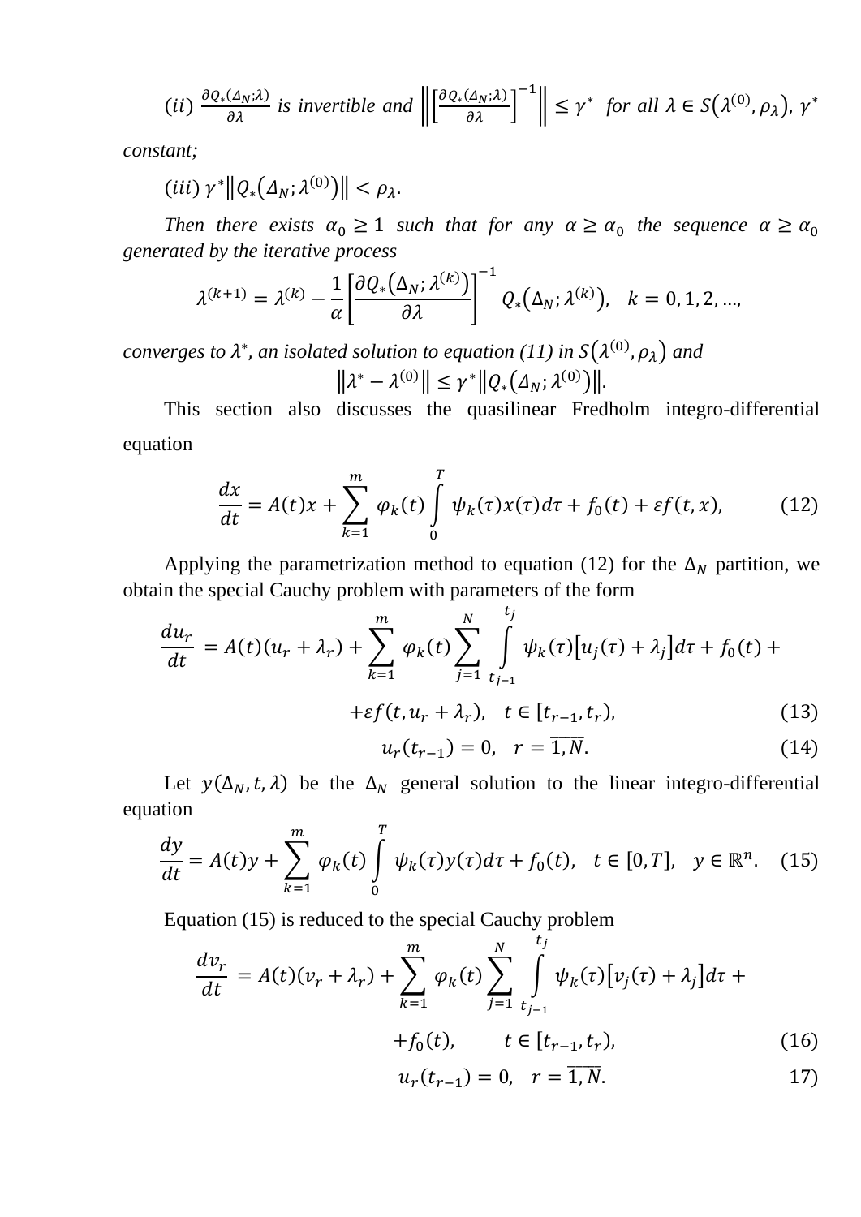*(ii)* $\frac{\partial Q_*(\Delta_N;\lambda)}{\partial \lambda}$ *is invertible and* $\left\| \left[ \frac{\partial Q_*(\Delta_N;\lambda)}{\partial \lambda} \right]^{-1} \right\| \leq \gamma^*$ *for all* $\lambda \in S(\lambda^{(0)}, \rho_\lambda)$, $\gamma^*$ *constant;*

*(iii)* $\gamma^* \| Q_*(\Delta_N; \lambda^{(0)}) \| < \rho_\lambda$.

*Then there exists* $\alpha_0 \geq 1$ *such that for any* $\alpha \geq \alpha_0$ *the sequence* $\alpha \geq \alpha_0$ *generated by the iterative process*

$$\lambda^{(k+1)} = \lambda^{(k)} - \frac{1}{\alpha} \left[ \frac{\partial Q_*(\Delta_N; \lambda^{(k)})}{\partial \lambda} \right]^{-1} Q_*(\Delta_N; \lambda^{(k)}), \quad k = 0, 1, 2, \ldots,$$

*converges to* $\lambda^*$, *an isolated solution to equation (11) in* $S(\lambda^{(0)}, \rho_\lambda)$ *and*

$$\| \lambda^* - \lambda^{(0)} \| \leq \gamma^* \| Q_*(\Delta_N; \lambda^{(0)}) \|.$$

This section also discusses the quasilinear Fredholm integro-differential equation

$$\frac{dx}{dt} = A(t)x + \sum_{k=1}^{m} \varphi_k(t) \int_0^T \psi_k(\tau) x(\tau) d\tau + f_0(t) + \varepsilon f(t, x), \qquad (12)$$

Applying the parametrization method to equation (12) for the $\Delta_N$ partition, we obtain the special Cauchy problem with parameters of the form

$$\frac{du_r}{dt} = A(t)(u_r + \lambda_r) + \sum_{k=1}^{m} \varphi_k(t) \sum_{j=1}^{N} \int_{t_{j-1}}^{t_j} \psi_k(\tau) [u_j(\tau) + \lambda_j] d\tau + f_0(t) +$$

$$+\varepsilon f(t, u_r + \lambda_r), \quad t \in [t_{r-1}, t_r), \qquad (13)$$

$$u_r(t_{r-1}) = 0, \quad r = \overline{1, N}. \qquad (14)$$

Let $y(\Delta_N, t, \lambda)$ be the $\Delta_N$ general solution to the linear integro-differential equation

$$\frac{dy}{dt} = A(t)y + \sum_{k=1}^{m} \varphi_k(t) \int_0^T \psi_k(\tau) y(\tau) d\tau + f_0(t), \quad t \in [0, T], \quad y \in \mathbb{R}^n. \qquad (15)$$

Equation (15) is reduced to the special Cauchy problem

$$\frac{dv_r}{dt} = A(t)(v_r + \lambda_r) + \sum_{k=1}^{m} \varphi_k(t) \sum_{j=1}^{N} \int_{t_{j-1}}^{t_j} \psi_k(\tau) [v_j(\tau) + \lambda_j] d\tau +$$

$$+f_0(t), \qquad t \in [t_{r-1}, t_r), \qquad (16)$$

$$u_r(t_{r-1}) = 0, \quad r = \overline{1, N}. \qquad 17)$$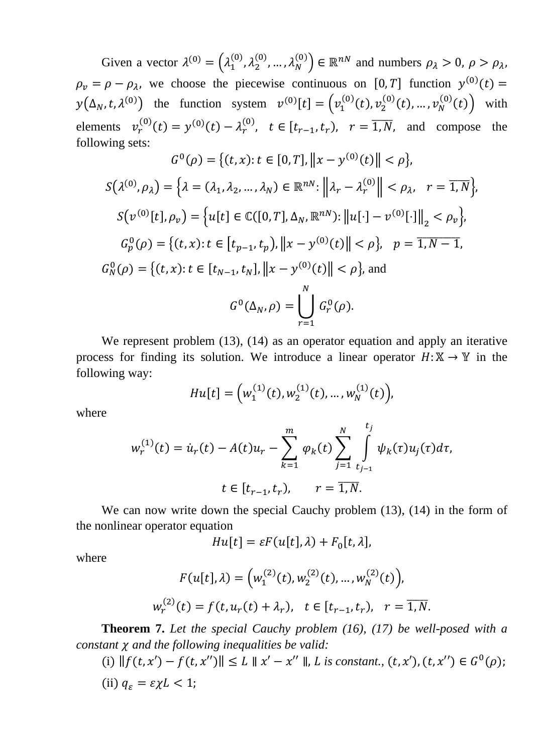Given a vector $\lambda^{(0)} = \left(\lambda_1^{(0)}, \lambda_2^{(0)}, \dots, \lambda_N^{(0)}\right) \in \mathbb{R}^{nN}$ and numbers $\rho_\lambda > 0$, $\rho > \rho_\lambda$, $\rho_v = \rho - \rho_\lambda$, we choose the piecewise continuous on $[0,T]$ function $y^{(0)}(t) = y\left(\Delta_N, t, \lambda^{(0)}\right)$ the function system $v^{(0)}[t] = \left(v_1^{(0)}(t), v_2^{(0)}(t), \dots, v_N^{(0)}(t)\right)$ with elements $v_r^{(0)}(t) = y^{(0)}(t) - \lambda_r^{(0)}$, $t \in [t_{r-1}, t_r)$, $r = \overline{1,N}$, and compose the following sets:

$$G^0(\rho) = \left\{(t,x): t \in [0,T], \left\|x - y^{(0)}(t)\right\| < \rho\right\},$$

$$S\left(\lambda^{(0)}, \rho_\lambda\right) = \left\{\lambda = (\lambda_1, \lambda_2, \dots, \lambda_N) \in \mathbb{R}^{nN}: \left\|\lambda_r - \lambda_r^{(0)}\right\| < \rho_\lambda, \quad r = \overline{1,N}\right\},$$

$$S\left(v^{(0)}[t], \rho_v\right) = \left\{u[t] \in \mathbb{C}([0,T], \Delta_N, \mathbb{R}^{nN}): \left\|u[\cdot] - v^{(0)}[\cdot]\right\|_2 < \rho_v\right\},$$

$$G_p^0(\rho) = \left\{(t,x): t \in \left[t_{p-1}, t_p\right), \left\|x - y^{(0)}(t)\right\| < \rho\right\}, \quad p = \overline{1, N-1},$$

$$G_N^0(\rho) = \left\{(t,x): t \in [t_{N-1}, t_N], \left\|x - y^{(0)}(t)\right\| < \rho\right\}, \text{ and}$$

$$G^0(\Delta_N, \rho) = \bigcup_{r=1}^{N} G_r^0(\rho).$$

We represent problem (13), (14) as an operator equation and apply an iterative process for finding its solution. We introduce a linear operator $H: \mathbb{X} \to \mathbb{Y}$ in the following way:

$$Hu[t] = \left(w_1^{(1)}(t), w_2^{(1)}(t), \dots, w_N^{(1)}(t)\right),$$

where

$$w_r^{(1)}(t) = \dot{u}_r(t) - A(t)u_r - \sum_{k=1}^{m} \varphi_k(t) \sum_{j=1}^{N} \int_{t_{j-1}}^{t_j} \psi_k(\tau) u_j(\tau) d\tau,$$

$$t \in [t_{r-1}, t_r), \qquad r = \overline{1,N}.$$

We can now write down the special Cauchy problem (13), (14) in the form of the nonlinear operator equation

$$Hu[t] = \varepsilon F(u[t], \lambda) + F_0[t, \lambda],$$

where

$$F(u[t], \lambda) = \left(w_1^{(2)}(t), w_2^{(2)}(t), \dots, w_N^{(2)}(t)\right),$$

$$w_r^{(2)}(t) = f(t, u_r(t) + \lambda_r), \quad t \in [t_{r-1}, t_r), \quad r = \overline{1,N}.$$

**Theorem 7.** *Let the special Cauchy problem (16), (17) be well-posed with a constant $\chi$ and the following inequalities be valid:*

(i) $\|f(t,x') - f(t,x'')\| \le L \parallel x' - x'' \parallel$, *$L$ is constant.*, $(t,x'), (t,x'') \in G^0(\rho)$;

(ii) $q_\varepsilon = \varepsilon \chi L < 1$;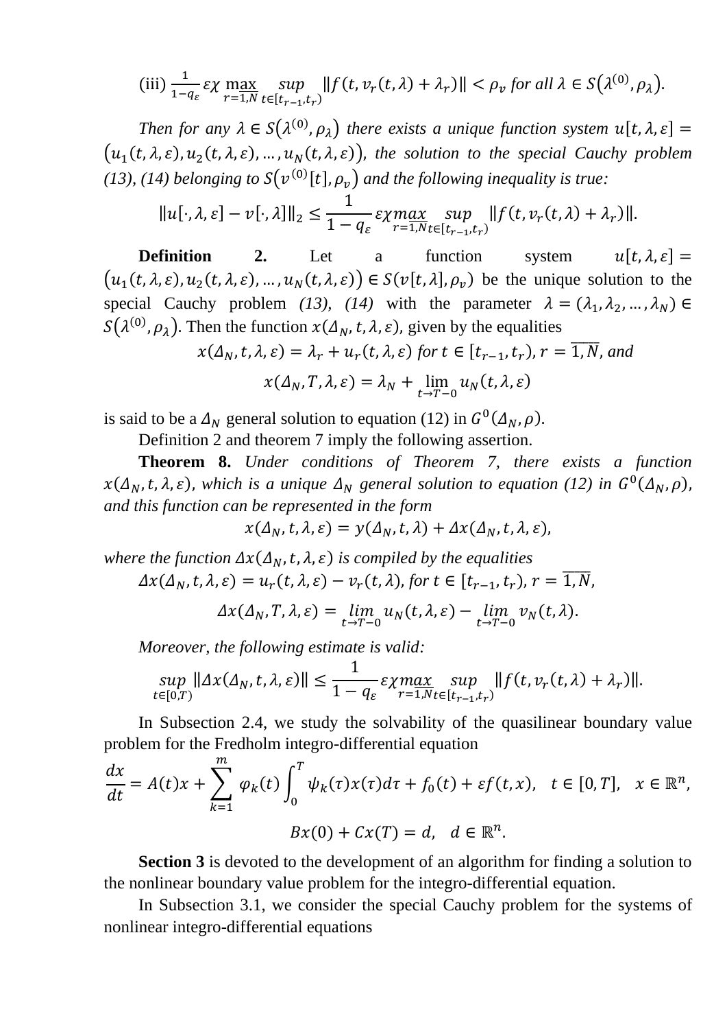(iii) $\frac{1}{1-q_\varepsilon}\varepsilon\chi \max_{r=\overline{1,N}} \sup_{t\in[t_{r-1},t_r)} \|f(t, v_r(t,\lambda)+\lambda_r)\| < \rho_v$ *for all* $\lambda \in S(\lambda^{(0)}, \rho_\lambda)$.

*Then for any* $\lambda \in S(\lambda^{(0)}, \rho_\lambda)$ *there exists a unique function system* $u[t,\lambda,\varepsilon] = (u_1(t,\lambda,\varepsilon), u_2(t,\lambda,\varepsilon), \dots, u_N(t,\lambda,\varepsilon))$, *the solution to the special Cauchy problem (13), (14) belonging to* $S(v^{(0)}[t], \rho_v)$ *and the following inequality is true:*

$$\|u[\cdot,\lambda,\varepsilon] - v[\cdot,\lambda]\|_2 \le \frac{1}{1-q_\varepsilon}\varepsilon\chi \max_{r=\overline{1,N}} \sup_{t\in[t_{r-1},t_r)} \|f(t, v_r(t,\lambda)+\lambda_r)\|.$$

**Definition 2.** Let a function system $u[t,\lambda,\varepsilon] = (u_1(t,\lambda,\varepsilon), u_2(t,\lambda,\varepsilon), \dots, u_N(t,\lambda,\varepsilon)) \in S(v[t,\lambda], \rho_v)$ be the unique solution to the special Cauchy problem *(13), (14)* with the parameter $\lambda = (\lambda_1, \lambda_2, \dots, \lambda_N) \in S(\lambda^{(0)}, \rho_\lambda)$. Then the function $x(\Delta_N, t, \lambda, \varepsilon)$, given by the equalities

$$x(\Delta_N, t, \lambda, \varepsilon) = \lambda_r + u_r(t,\lambda,\varepsilon) \text{ for } t \in [t_{r-1}, t_r),\ r = \overline{1,N}, \text{ and}$$

$$x(\Delta_N, T, \lambda, \varepsilon) = \lambda_N + \lim_{t\to T-0} u_N(t,\lambda,\varepsilon)$$

is said to be a $\Delta_N$ general solution to equation (12) in $G^0(\Delta_N, \rho)$.

Definition 2 and theorem 7 imply the following assertion.

**Theorem 8.** *Under conditions of Theorem 7, there exists a function* $x(\Delta_N, t, \lambda, \varepsilon)$, *which is a unique* $\Delta_N$ *general solution to equation (12) in* $G^0(\Delta_N, \rho)$, *and this function can be represented in the form*

$$x(\Delta_N, t, \lambda, \varepsilon) = y(\Delta_N, t, \lambda) + \Delta x(\Delta_N, t, \lambda, \varepsilon),$$

*where the function* $\Delta x(\Delta_N, t, \lambda, \varepsilon)$ *is compiled by the equalities*

$$\Delta x(\Delta_N, t, \lambda, \varepsilon) = u_r(t,\lambda,\varepsilon) - v_r(t,\lambda), \text{ for } t \in [t_{r-1}, t_r),\ r = \overline{1,N},$$

$$\Delta x(\Delta_N, T, \lambda, \varepsilon) = \lim_{t\to T-0} u_N(t,\lambda,\varepsilon) - \lim_{t\to T-0} v_N(t,\lambda).$$

*Moreover, the following estimate is valid:*

$$\sup_{t\in[0,T)} \|\Delta x(\Delta_N, t, \lambda, \varepsilon)\| \le \frac{1}{1-q_\varepsilon}\varepsilon\chi \max_{r=\overline{1,N}} \sup_{t\in[t_{r-1},t_r)} \|f(t, v_r(t,\lambda)+\lambda_r)\|.$$

In Subsection 2.4, we study the solvability of the quasilinear boundary value problem for the Fredholm integro-differential equation

$$\frac{dx}{dt} = A(t)x + \sum_{k=1}^{m} \varphi_k(t)\int_0^T \psi_k(\tau)x(\tau)d\tau + f_0(t) + \varepsilon f(t,x), \quad t \in [0,T], \quad x \in \mathbb{R}^n,$$

$$Bx(0) + Cx(T) = d, \quad d \in \mathbb{R}^n.$$

**Section 3** is devoted to the development of an algorithm for finding a solution to the nonlinear boundary value problem for the integro-differential equation.

In Subsection 3.1, we consider the special Cauchy problem for the systems of nonlinear integro-differential equations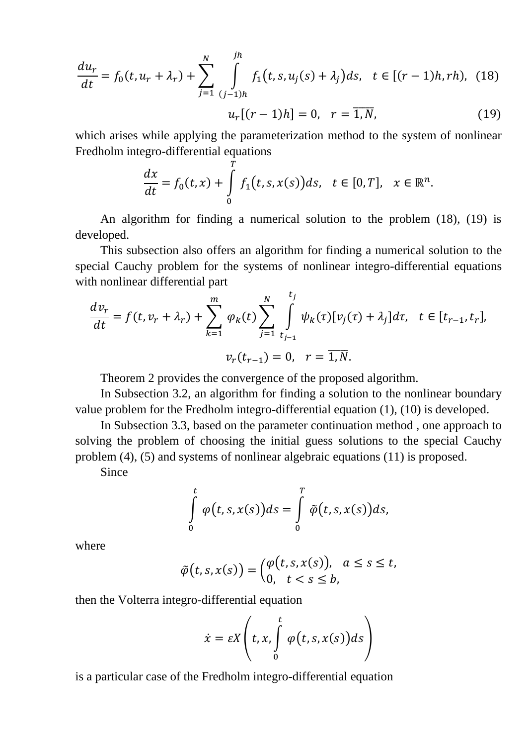$$\frac{du_r}{dt} = f_0(t, u_r + \lambda_r) + \sum_{j=1}^{N} \int_{(j-1)h}^{jh} f_1\big(t, s, u_j(s) + \lambda_j\big)ds, \quad t \in [(r-1)h, rh), \quad (18)$$

$$u_r[(r-1)h] = 0, \quad r = \overline{1, N}, \quad (19)$$

which arises while applying the parameterization method to the system of nonlinear Fredholm integro-differential equations

$$\frac{dx}{dt} = f_0(t, x) + \int_0^T f_1\big(t, s, x(s)\big)ds, \quad t \in [0, T], \quad x \in \mathbb{R}^n.$$

An algorithm for finding a numerical solution to the problem (18), (19) is developed.

This subsection also offers an algorithm for finding a numerical solution to the special Cauchy problem for the systems of nonlinear integro-differential equations with nonlinear differential part

$$\frac{dv_r}{dt} = f(t, v_r + \lambda_r) + \sum_{k=1}^{m} \varphi_k(t) \sum_{j=1}^{N} \int_{t_{j-1}}^{t_j} \psi_k(\tau)[v_j(\tau) + \lambda_j]d\tau, \quad t \in [t_{r-1}, t_r],$$

$$v_r(t_{r-1}) = 0, \quad r = \overline{1, N}.$$

Theorem 2 provides the convergence of the proposed algorithm.

In Subsection 3.2, an algorithm for finding a solution to the nonlinear boundary value problem for the Fredholm integro-differential equation (1), (10) is developed.

In Subsection 3.3, based on the parameter continuation method , one approach to solving the problem of choosing the initial guess solutions to the special Cauchy problem (4), (5) and systems of nonlinear algebraic equations (11) is proposed.

Since

$$\int_0^t \varphi\big(t, s, x(s)\big)ds = \int_0^T \tilde{\varphi}\big(t, s, x(s)\big)ds,$$

where

$$\tilde{\varphi}\big(t, s, x(s)\big) = \begin{cases} \varphi\big(t, s, x(s)\big), & a \le s \le t, \\ 0, & t < s \le b, \end{cases}$$

then the Volterra integro-differential equation

$$\dot{x} = \varepsilon X\left(t, x, \int_0^t \varphi\big(t, s, x(s)\big)ds\right)$$

is a particular case of the Fredholm integro-differential equation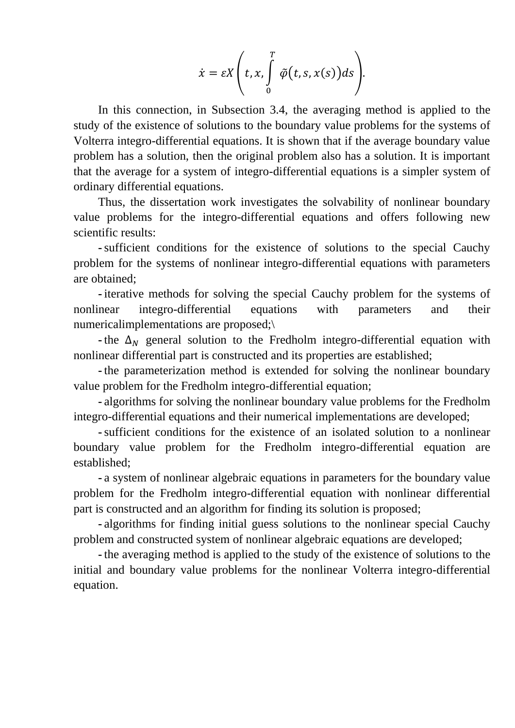$$\dot{x} = \varepsilon X\left(t, x, \int_{0}^{T} \tilde{\varphi}\big(t, s, x(s)\big)ds\right).$$

In this connection, in Subsection 3.4, the averaging method is applied to the study of the existence of solutions to the boundary value problems for the systems of Volterra integro-differential equations. It is shown that if the average boundary value problem has a solution, then the original problem also has a solution. It is important that the average for a system of integro-differential equations is a simpler system of ordinary differential equations.

Thus, the dissertation work investigates the solvability of nonlinear boundary value problems for the integro-differential equations and offers following new scientific results:

- sufficient conditions for the existence of solutions to the special Cauchy problem for the systems of nonlinear integro-differential equations with parameters are obtained;
- iterative methods for solving the special Cauchy problem for the systems of nonlinear integro-differential equations with parameters and their numericalimplementations are proposed;\
- the $\Delta_N$ general solution to the Fredholm integro-differential equation with nonlinear differential part is constructed and its properties are established;
- the parameterization method is extended for solving the nonlinear boundary value problem for the Fredholm integro-differential equation;
- algorithms for solving the nonlinear boundary value problems for the Fredholm integro-differential equations and their numerical implementations are developed;
- sufficient conditions for the existence of an isolated solution to a nonlinear boundary value problem for the Fredholm integro-differential equation are established;
- a system of nonlinear algebraic equations in parameters for the boundary value problem for the Fredholm integro-differential equation with nonlinear differential part is constructed and an algorithm for finding its solution is proposed;
- algorithms for finding initial guess solutions to the nonlinear special Cauchy problem and constructed system of nonlinear algebraic equations are developed;
- the averaging method is applied to the study of the existence of solutions to the initial and boundary value problems for the nonlinear Volterra integro-differential equation.